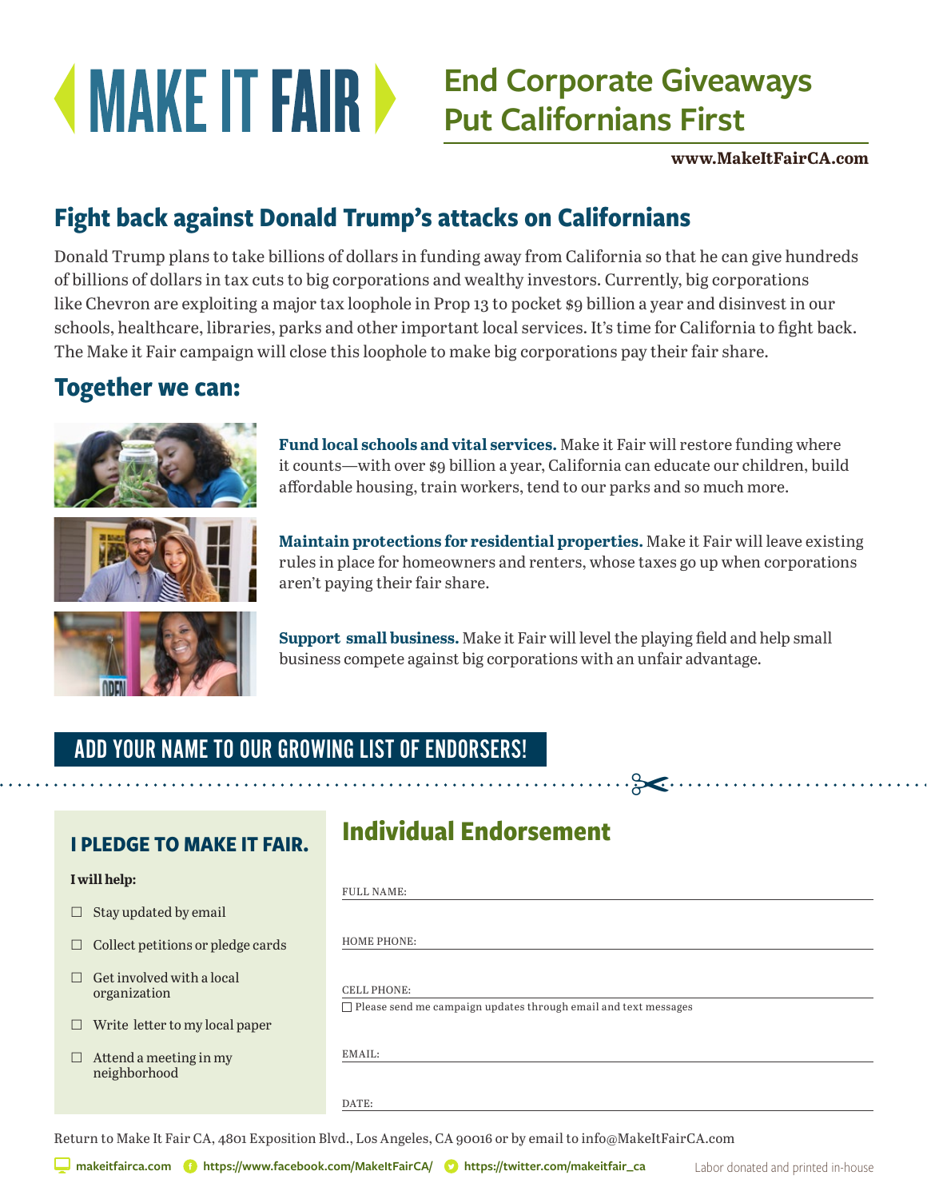# MAKE IT FAIR

## End Corporate Giveaways Put Californians First

**www.MakeItFairCA.com**

## Fight back against Donald Trump's attacks on Californians

Donald Trump plans to take billions of dollars in funding away from California so that he can give hundreds of billions of dollars in tax cuts to big corporations and wealthy investors. Currently, big corporations like Chevron are exploiting a major tax loophole in Prop 13 to pocket $9 billion a year and disinvest in our schools, healthcare, libraries, parks and other important local services. It's time for California to fight back. The Make it Fair campaign will close this loophole to make big corporations pay their fair share.

## Together we can:

**Fund local schools and vital services.** Make it Fair will restore funding where it counts—with over $9 billion a year, California can educate our children, build affordable housing, train workers, tend to our parks and so much more.

**Maintain protections for residential properties.** Make it Fair will leave existing rules in place for homeowners and renters, whose taxes go up when corporations aren't paying their fair share.

**Support small business.** Make it Fair will level the playing field and help small business compete against big corporations with an unfair advantage.

**ADD YOUR NAME TO OUR GROWING LIST OF ENDORSERS!**

### I PLEDGE TO MAKE IT FAIR.

**I will help:**

- ☐ Stay updated by email
- ☐ Collect petitions or pledge cards
- ☐ Get involved with a local organization
- ☐ Write letter to my local paper
- ☐ Attend a meeting in my neighborhood

## Individual Endorsement

FULL NAME: ______________________

HOME PHONE: ______________________

CELL PHONE: ______________________

☐ Please send me campaign updates through email and text messages

EMAIL: ______________________

DATE: ______________________

Return to Make It Fair CA, 4801 Exposition Blvd., Los Angeles, CA 90016 or by email to info@MakeItFairCA.com

makeitfairca.com https://www.facebook.com/MakeItFairCA/ https://twitter.com/makeitfair_ca

Labor donated and printed in-house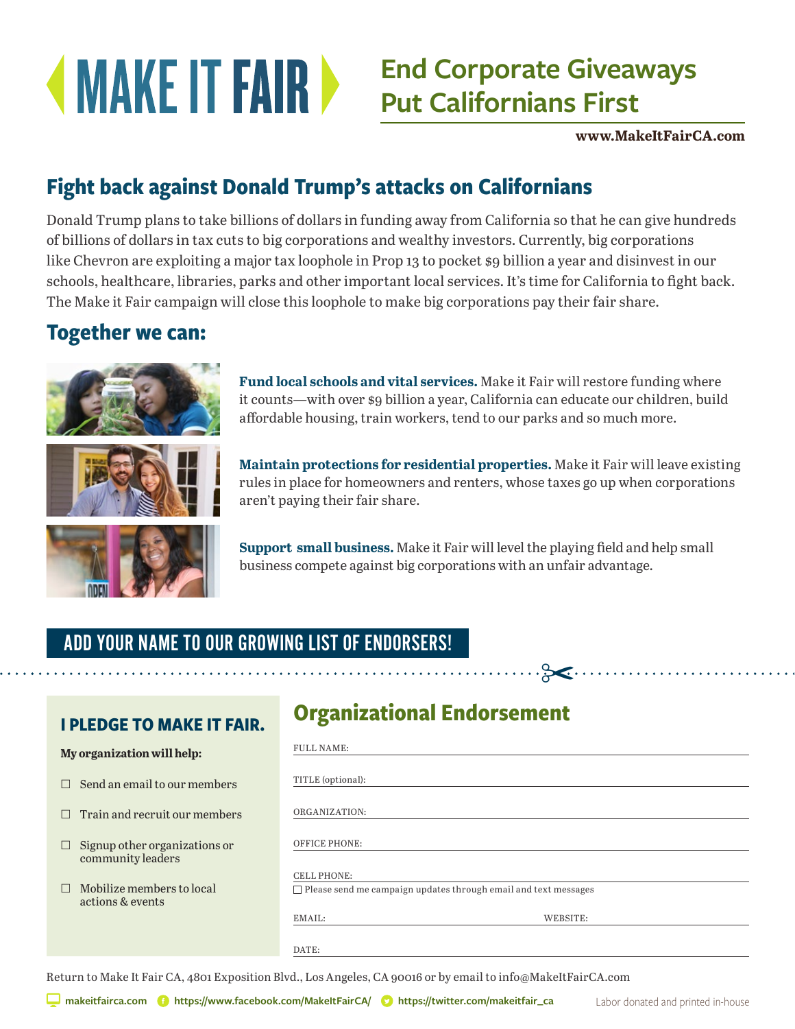# MAKE IT FAIR

## End Corporate Giveaways Put Californians First

**www.MakeItFairCA.com**

## Fight back against Donald Trump's attacks on Californians

Donald Trump plans to take billions of dollars in funding away from California so that he can give hundreds of billions of dollars in tax cuts to big corporations and wealthy investors. Currently, big corporations like Chevron are exploiting a major tax loophole in Prop 13 to pocket $9 billion a year and disinvest in our schools, healthcare, libraries, parks and other important local services. It's time for California to fight back. The Make it Fair campaign will close this loophole to make big corporations pay their fair share.

## Together we can:

**Fund local schools and vital services.** Make it Fair will restore funding where it counts—with over $9 billion a year, California can educate our children, build affordable housing, train workers, tend to our parks and so much more.

**Maintain protections for residential properties.** Make it Fair will leave existing rules in place for homeowners and renters, whose taxes go up when corporations aren't paying their fair share.

**Support small business.** Make it Fair will level the playing field and help small business compete against big corporations with an unfair advantage.

## ADD YOUR NAME TO OUR GROWING LIST OF ENDORSERS!

### I PLEDGE TO MAKE IT FAIR.

**My organization will help:**

- ☐ Send an email to our members
- ☐ Train and recruit our members
- ☐ Signup other organizations or community leaders
- ☐ Mobilize members to local actions & events

## Organizational Endorsement

FULL NAME: ____________________

TITLE (optional): ____________________

ORGANIZATION: ____________________

OFFICE PHONE: ____________________

CELL PHONE: ____________________

☐ Please send me campaign updates through email and text messages

EMAIL: ____________________ WEBSITE: ____________________

DATE: ____________________

Return to Make It Fair CA, 4801 Exposition Blvd., Los Angeles, CA 90016 or by email to info@MakeItFairCA.com

makeitfairca.com https://www.facebook.com/MakeItFairCA/ https://twitter.com/makeitfair_ca

Labor donated and printed in-house